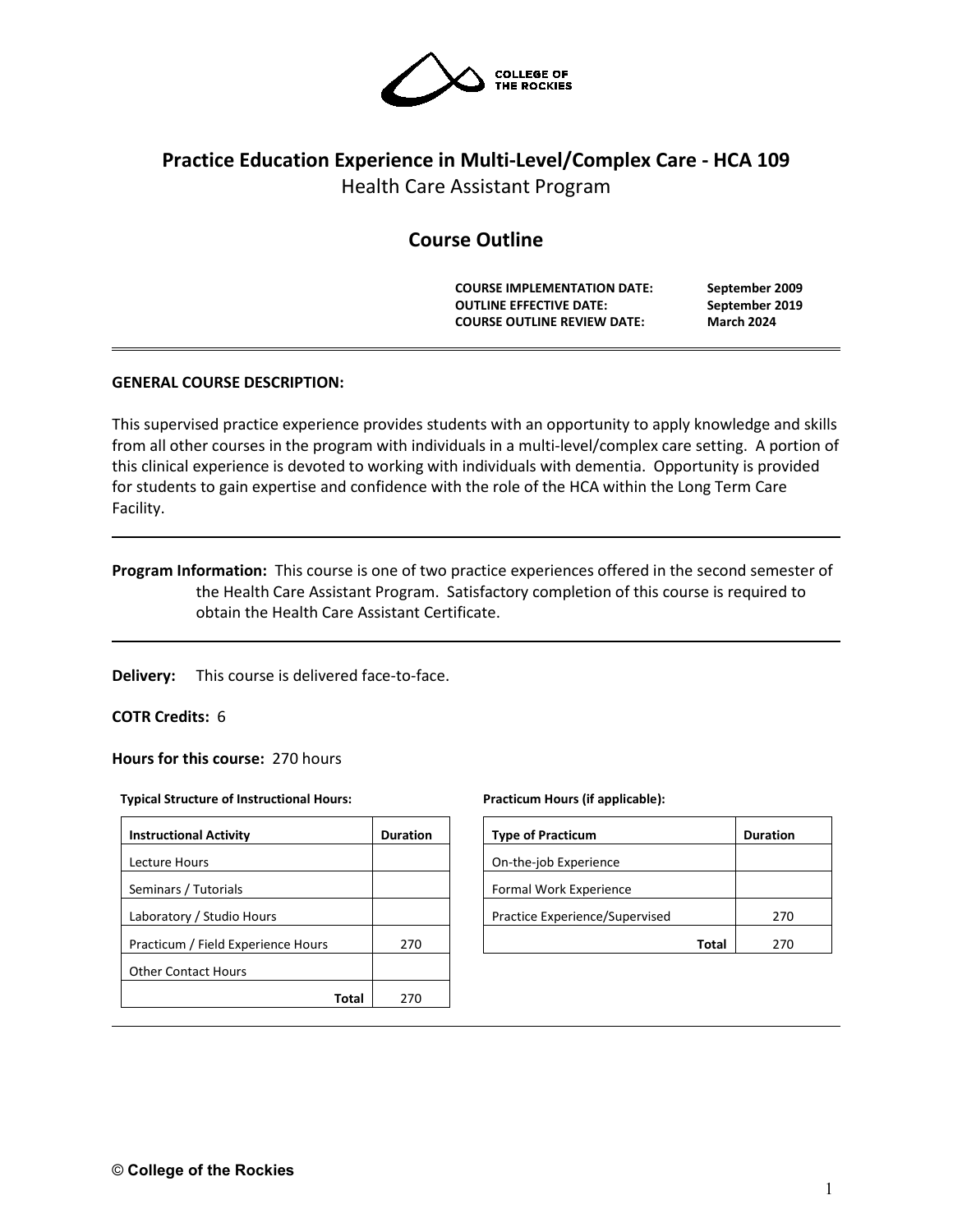# Practice Education Experience in Multi-Level/Complex Care - HCA 109

Health Care Assistant Program

## Course Outline

**COURSE IMPLEMENTATION DATE:** **September 2009**
**OUTLINE EFFECTIVE DATE:** **September 2019**
**COURSE OUTLINE REVIEW DATE:** **March 2024**

---

**GENERAL COURSE DESCRIPTION:**

This supervised practice experience provides students with an opportunity to apply knowledge and skills from all other courses in the program with individuals in a multi-level/complex care setting. A portion of this clinical experience is devoted to working with individuals with dementia. Opportunity is provided for students to gain expertise and confidence with the role of the HCA within the Long Term Care Facility.

---

**Program Information:** This course is one of two practice experiences offered in the second semester of the Health Care Assistant Program. Satisfactory completion of this course is required to obtain the Health Care Assistant Certificate.

---

**Delivery:** This course is delivered face-to-face.

**COTR Credits:** 6

**Hours for this course:** 270 hours

**Typical Structure of Instructional Hours:**

| Instructional Activity | Duration |
|---|---|
| Lecture Hours | |
| Seminars / Tutorials | |
| Laboratory / Studio Hours | |
| Practicum / Field Experience Hours | 270 |
| Other Contact Hours | |
| **Total** | 270 |

**Practicum Hours (if applicable):**

| Type of Practicum | Duration |
|---|---|
| On-the-job Experience | |
| Formal Work Experience | |
| Practice Experience/Supervised | 270 |
| **Total** | 270 |

---

© College of the Rockies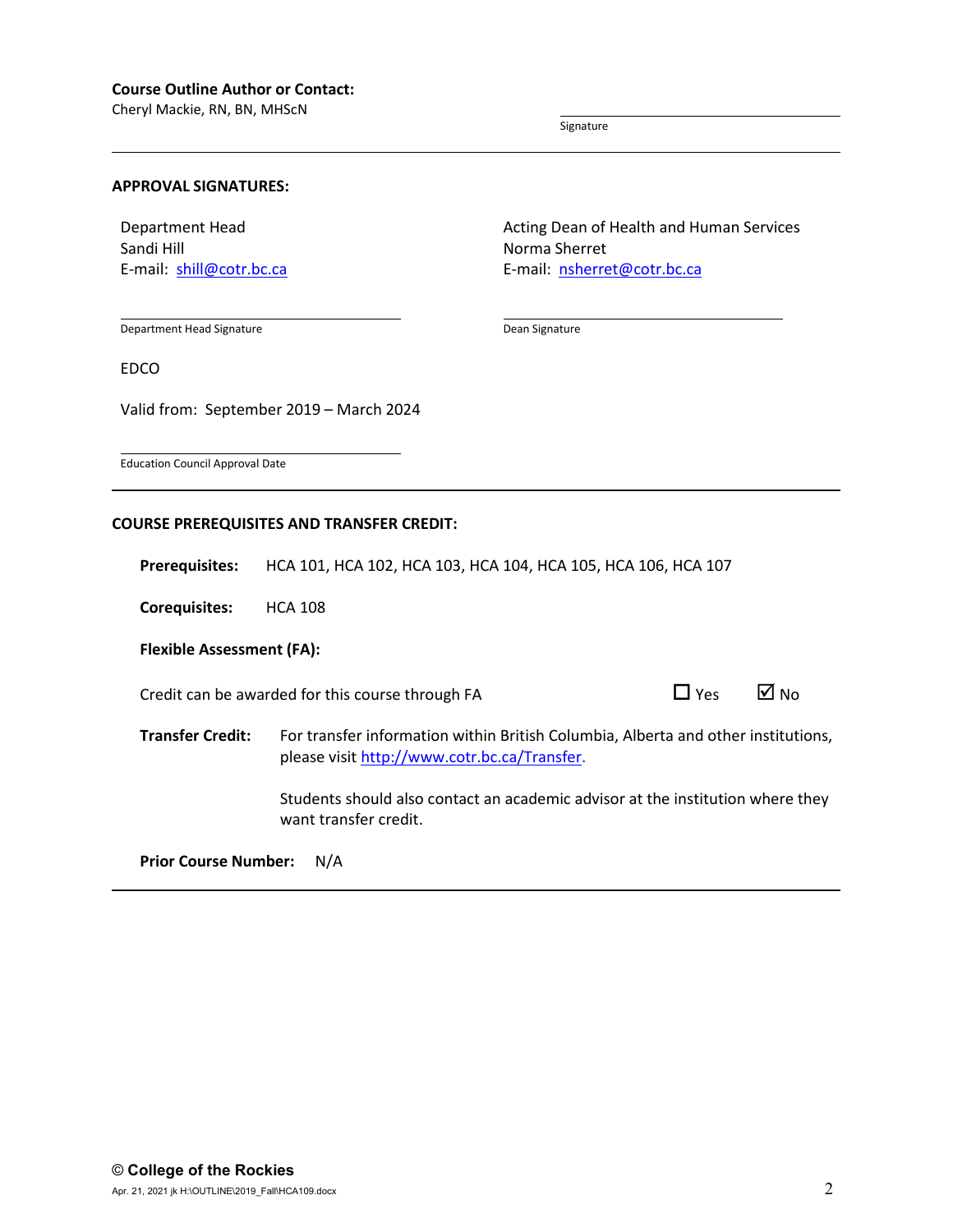**Course Outline Author or Contact:**
Cheryl Mackie, RN, BN, MHScN

Signature

---

**APPROVAL SIGNATURES:**

Department Head
Sandi Hill
E-mail: shill@cotr.bc.ca

Department Head Signature

Acting Dean of Health and Human Services
Norma Sherret
E-mail: nsherret@cotr.bc.ca

Dean Signature

EDCO

Valid from: September 2019 – March 2024

Education Council Approval Date

---

**COURSE PREREQUISITES AND TRANSFER CREDIT:**

**Prerequisites:** HCA 101, HCA 102, HCA 103, HCA 104, HCA 105, HCA 106, HCA 107

**Corequisites:** HCA 108

**Flexible Assessment (FA):**

Credit can be awarded for this course through FA ☐ Yes ☑ No

**Transfer Credit:** For transfer information within British Columbia, Alberta and other institutions, please visit http://www.cotr.bc.ca/Transfer.

Students should also contact an academic advisor at the institution where they want transfer credit.

**Prior Course Number:** N/A

---

© **College of the Rockies**
Apr. 21, 2021 jk H:\OUTLINE\2019_Fall\HCA109.docx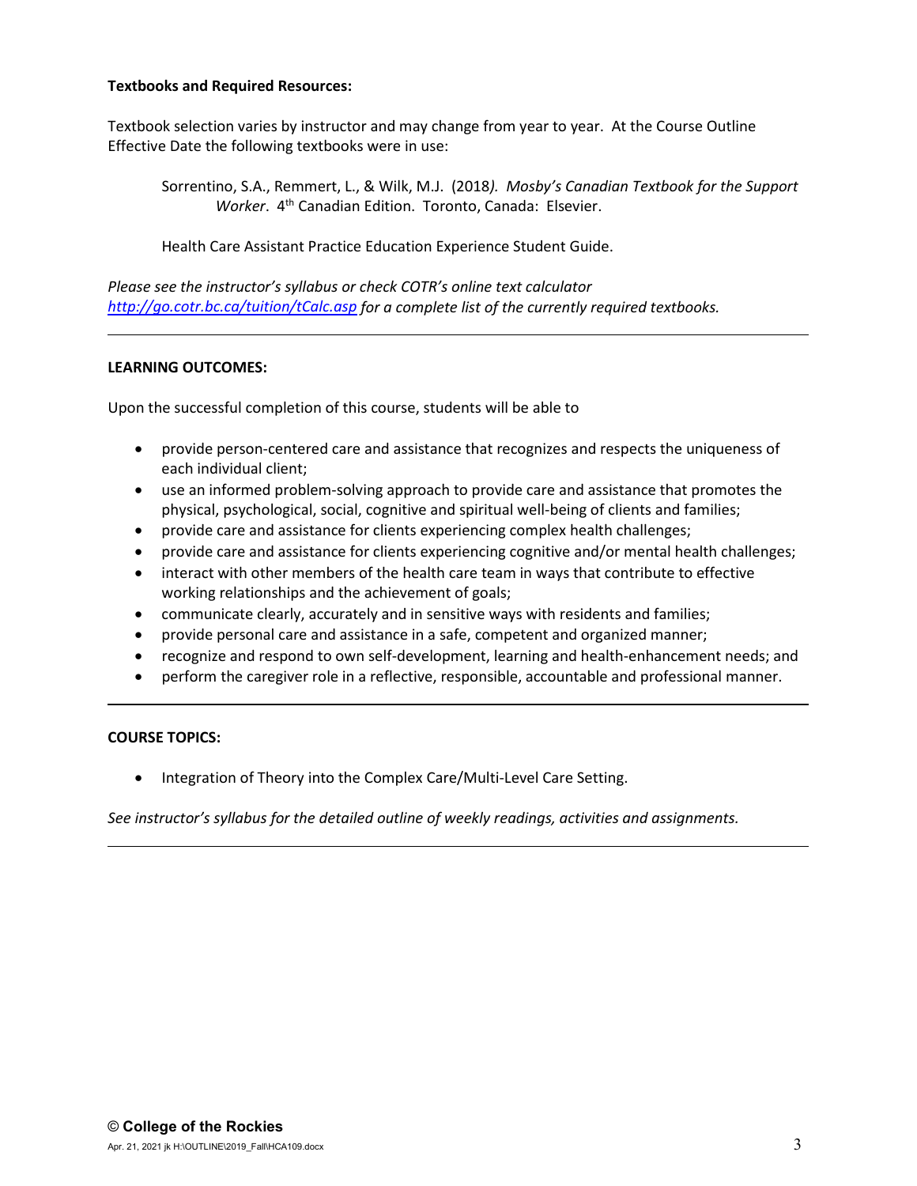**Textbooks and Required Resources:**

Textbook selection varies by instructor and may change from year to year. At the Course Outline Effective Date the following textbooks were in use:

> Sorrentino, S.A., Remmert, L., & Wilk, M.J. (2018*). Mosby's Canadian Textbook for the Support Worker*. 4th Canadian Edition. Toronto, Canada: Elsevier.
>
> Health Care Assistant Practice Education Experience Student Guide.

*Please see the instructor's syllabus or check COTR's online text calculator [http://go.cotr.bc.ca/tuition/tCalc.asp](http://go.cotr.bc.ca/tuition/tCalc.asp) for a complete list of the currently required textbooks.*

---

**LEARNING OUTCOMES:**

Upon the successful completion of this course, students will be able to

- provide person-centered care and assistance that recognizes and respects the uniqueness of each individual client;
- use an informed problem-solving approach to provide care and assistance that promotes the physical, psychological, social, cognitive and spiritual well-being of clients and families;
- provide care and assistance for clients experiencing complex health challenges;
- provide care and assistance for clients experiencing cognitive and/or mental health challenges;
- interact with other members of the health care team in ways that contribute to effective working relationships and the achievement of goals;
- communicate clearly, accurately and in sensitive ways with residents and families;
- provide personal care and assistance in a safe, competent and organized manner;
- recognize and respond to own self-development, learning and health-enhancement needs; and
- perform the caregiver role in a reflective, responsible, accountable and professional manner.

---

**COURSE TOPICS:**

- Integration of Theory into the Complex Care/Multi-Level Care Setting.

*See instructor's syllabus for the detailed outline of weekly readings, activities and assignments.*

---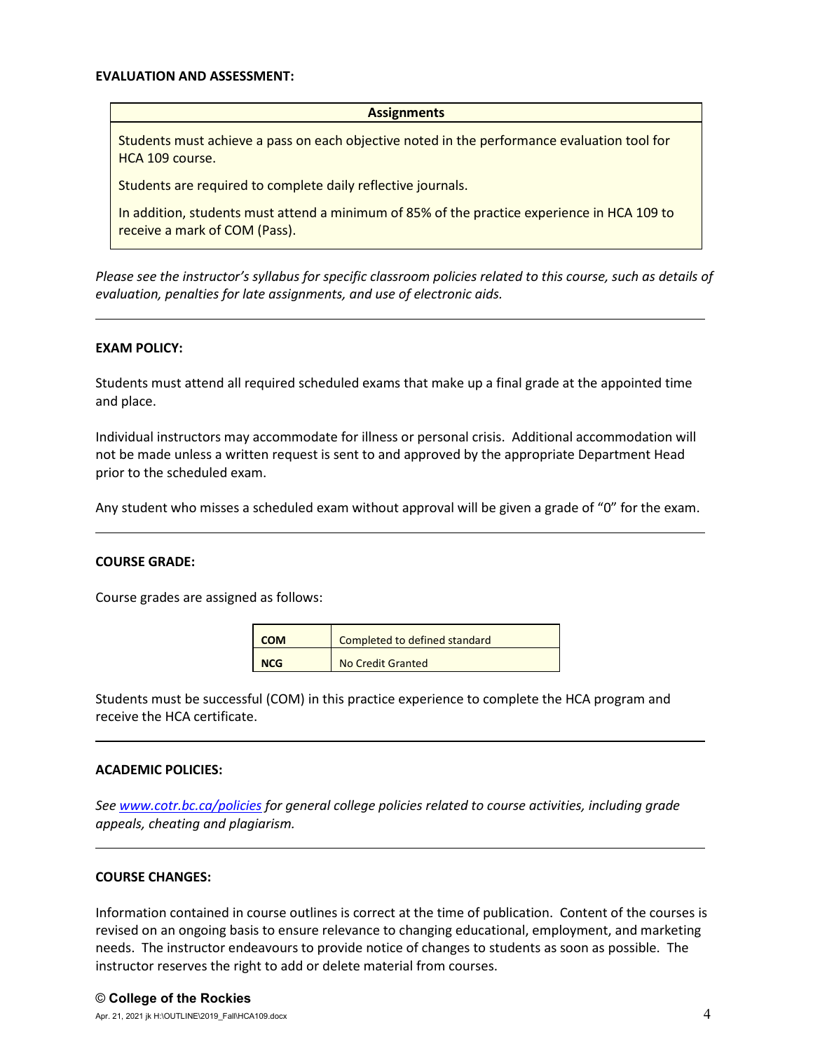**EVALUATION AND ASSESSMENT:**

| Assignments |
| --- |
| Students must achieve a pass on each objective noted in the performance evaluation tool for HCA 109 course.<br><br>Students are required to complete daily reflective journals.<br><br>In addition, students must attend a minimum of 85% of the practice experience in HCA 109 to receive a mark of COM (Pass). |

*Please see the instructor's syllabus for specific classroom policies related to this course, such as details of evaluation, penalties for late assignments, and use of electronic aids.*

---

**EXAM POLICY:**

Students must attend all required scheduled exams that make up a final grade at the appointed time and place.

Individual instructors may accommodate for illness or personal crisis. Additional accommodation will not be made unless a written request is sent to and approved by the appropriate Department Head prior to the scheduled exam.

Any student who misses a scheduled exam without approval will be given a grade of "0" for the exam.

---

**COURSE GRADE:**

Course grades are assigned as follows:

| | |
| --- | --- |
| **COM** | Completed to defined standard |
| **NCG** | No Credit Granted |

Students must be successful (COM) in this practice experience to complete the HCA program and receive the HCA certificate.

---

**ACADEMIC POLICIES:**

*See [www.cotr.bc.ca/policies](http://www.cotr.bc.ca/policies) for general college policies related to course activities, including grade appeals, cheating and plagiarism.*

---

**COURSE CHANGES:**

Information contained in course outlines is correct at the time of publication. Content of the courses is revised on an ongoing basis to ensure relevance to changing educational, employment, and marketing needs. The instructor endeavours to provide notice of changes to students as soon as possible. The instructor reserves the right to add or delete material from courses.